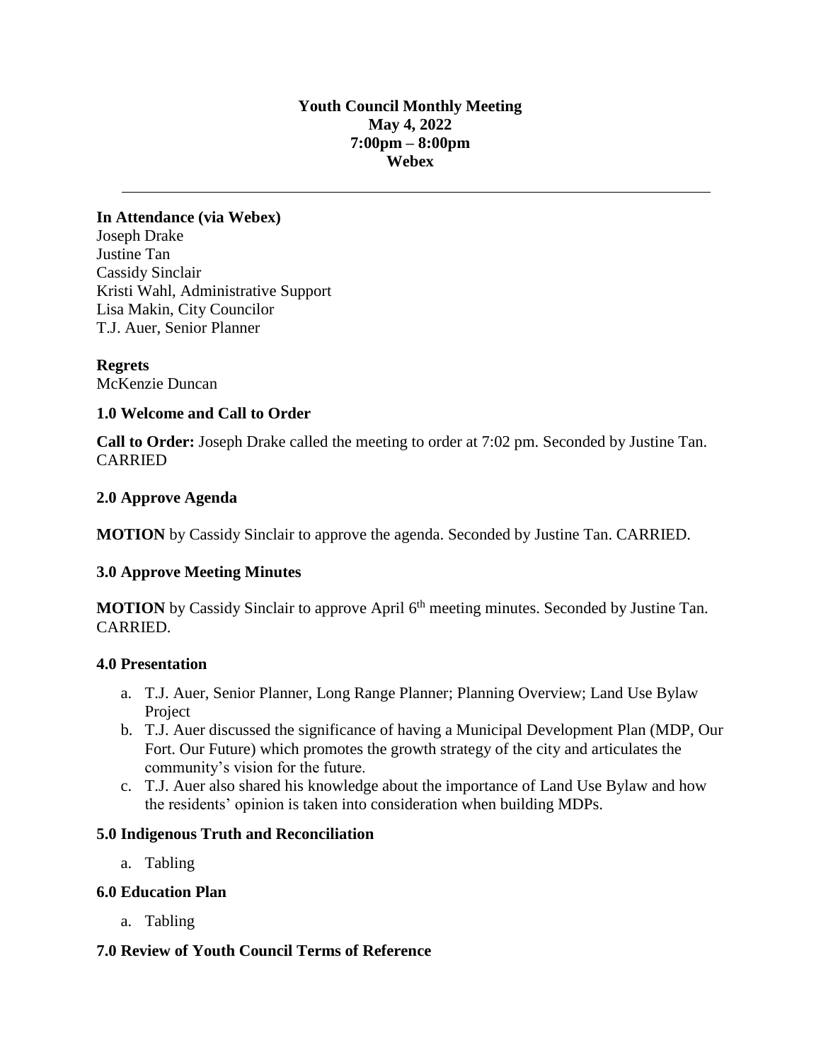**Youth Council Monthly Meeting**
**May 4, 2022**
**7:00pm – 8:00pm**
**Webex**

---

**In Attendance (via Webex)**
Joseph Drake
Justine Tan
Cassidy Sinclair
Kristi Wahl, Administrative Support
Lisa Makin, City Councilor
T.J. Auer, Senior Planner

**Regrets**
McKenzie Duncan

### 1.0 Welcome and Call to Order

**Call to Order:** Joseph Drake called the meeting to order at 7:02 pm. Seconded by Justine Tan. CARRIED

### 2.0 Approve Agenda

**MOTION** by Cassidy Sinclair to approve the agenda. Seconded by Justine Tan. CARRIED.

### 3.0 Approve Meeting Minutes

**MOTION** by Cassidy Sinclair to approve April 6th meeting minutes. Seconded by Justine Tan. CARRIED.

### 4.0 Presentation

a. T.J. Auer, Senior Planner, Long Range Planner; Planning Overview; Land Use Bylaw Project
b. T.J. Auer discussed the significance of having a Municipal Development Plan (MDP, Our Fort. Our Future) which promotes the growth strategy of the city and articulates the community's vision for the future.
c. T.J. Auer also shared his knowledge about the importance of Land Use Bylaw and how the residents' opinion is taken into consideration when building MDPs.

### 5.0 Indigenous Truth and Reconciliation

a. Tabling

### 6.0 Education Plan

a. Tabling

### 7.0 Review of Youth Council Terms of Reference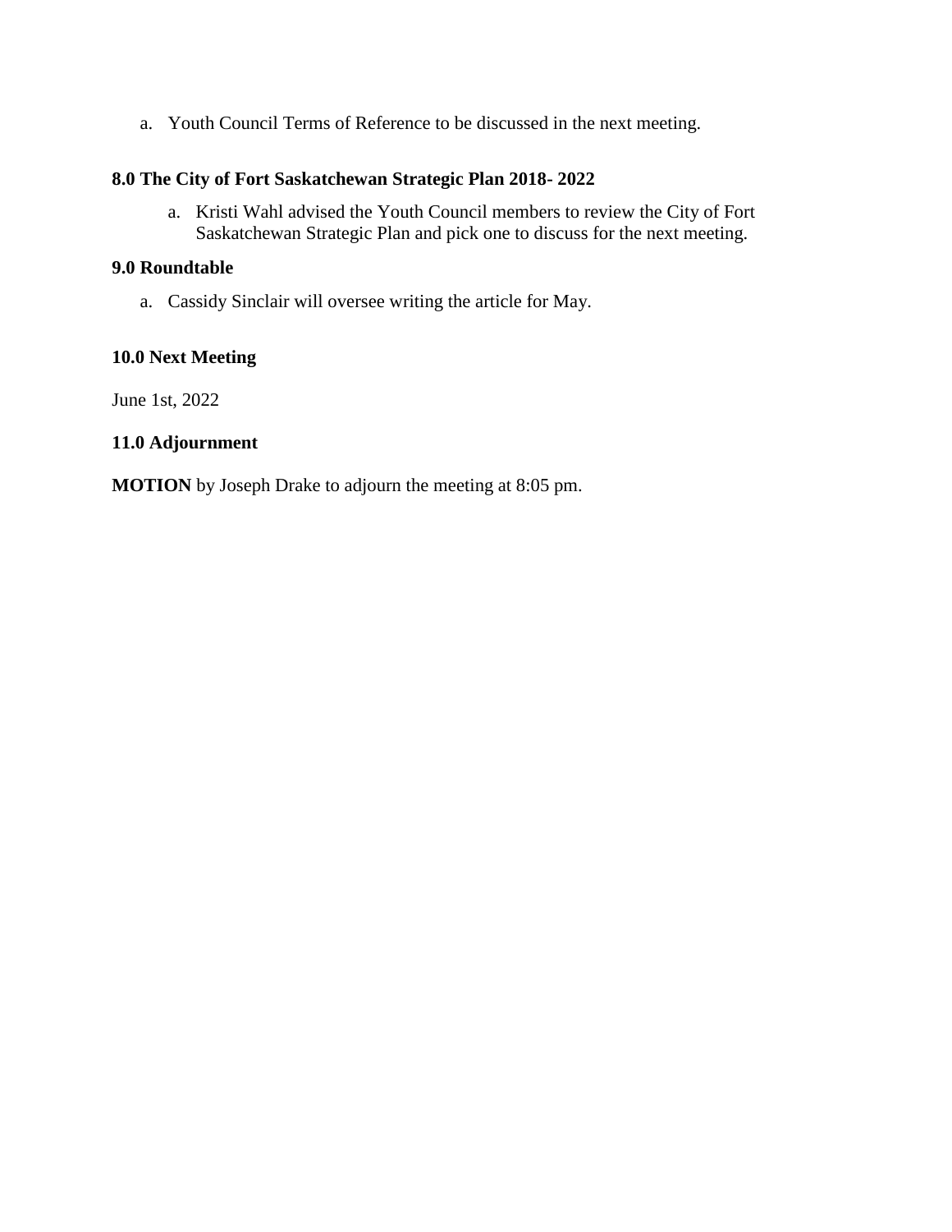a. Youth Council Terms of Reference to be discussed in the next meeting.

**8.0 The City of Fort Saskatchewan Strategic Plan 2018- 2022**

a. Kristi Wahl advised the Youth Council members to review the City of Fort Saskatchewan Strategic Plan and pick one to discuss for the next meeting.

**9.0 Roundtable**

a. Cassidy Sinclair will oversee writing the article for May.

**10.0 Next Meeting**

June 1st, 2022

**11.0 Adjournment**

**MOTION** by Joseph Drake to adjourn the meeting at 8:05 pm.